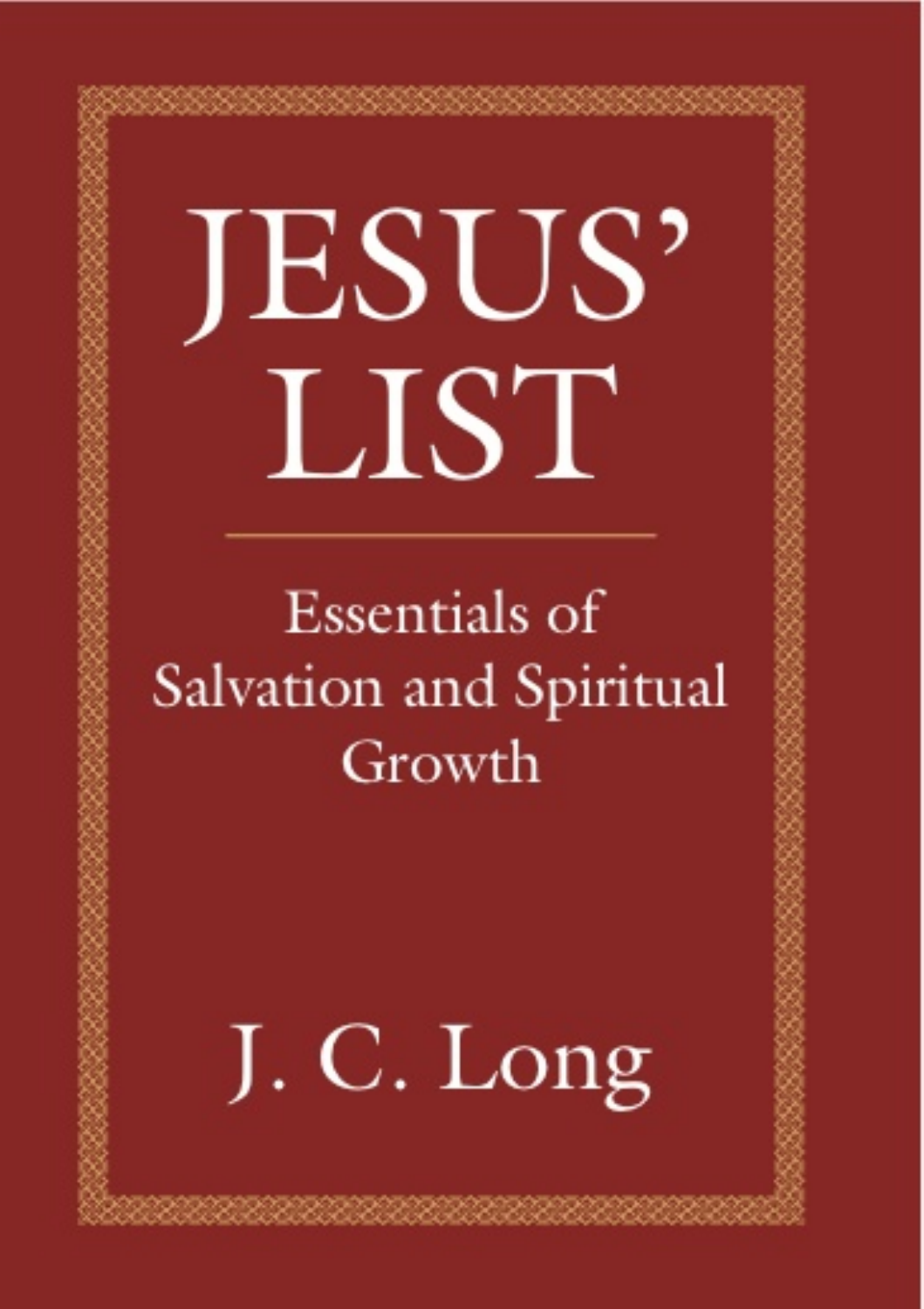# JESUS' LIST

## Essentials of Salvation and Spiritual Growth

J. C. Long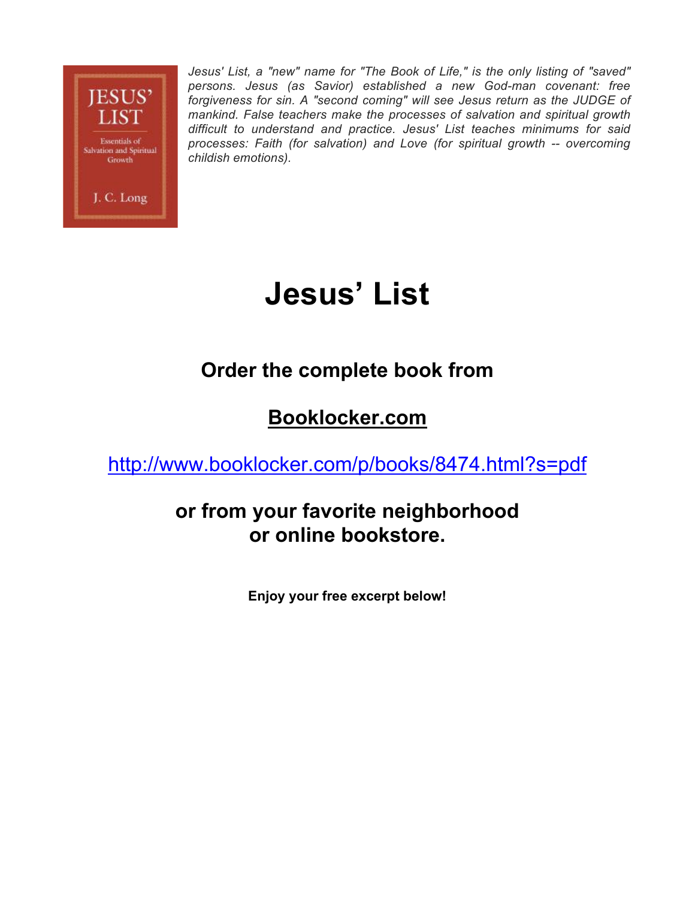*Jesus' List, a "new" name for "The Book of Life," is the only listing of "saved" persons. Jesus (as Savior) established a new God-man covenant: free forgiveness for sin. A "second coming" will see Jesus return as the JUDGE of mankind. False teachers make the processes of salvation and spiritual growth difficult to understand and practice. Jesus' List teaches minimums for said processes: Faith (for salvation) and Love (for spiritual growth -- overcoming childish emotions).*

# Jesus' List

## Order the complete book from

## Booklocker.com

## http://www.booklocker.com/p/books/8474.html?s=pdf

## or from your favorite neighborhood or online bookstore.

**Enjoy your free excerpt below!**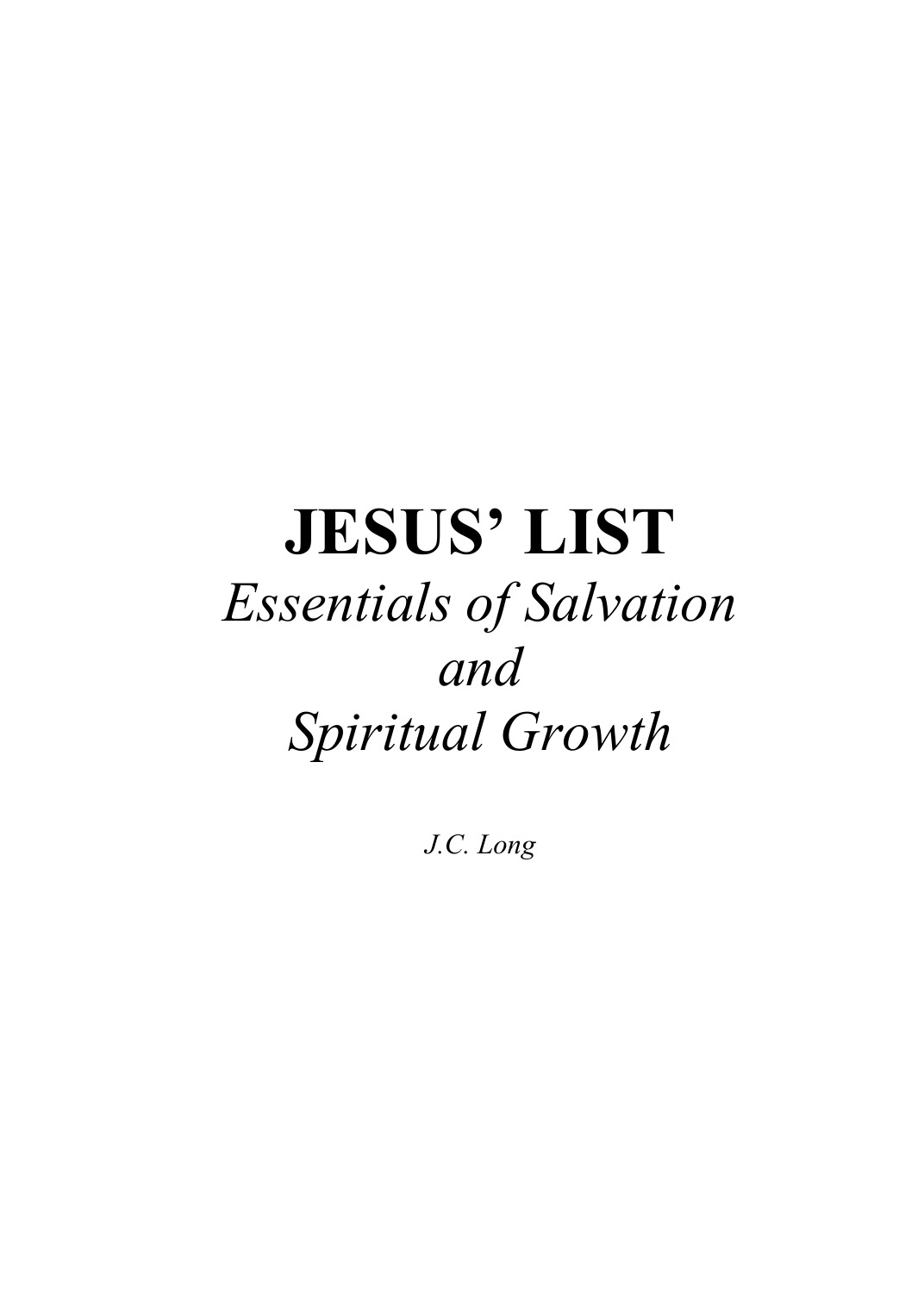# JESUS' LIST

*Essentials of Salvation*

*and*

*Spiritual Growth*

*J.C. Long*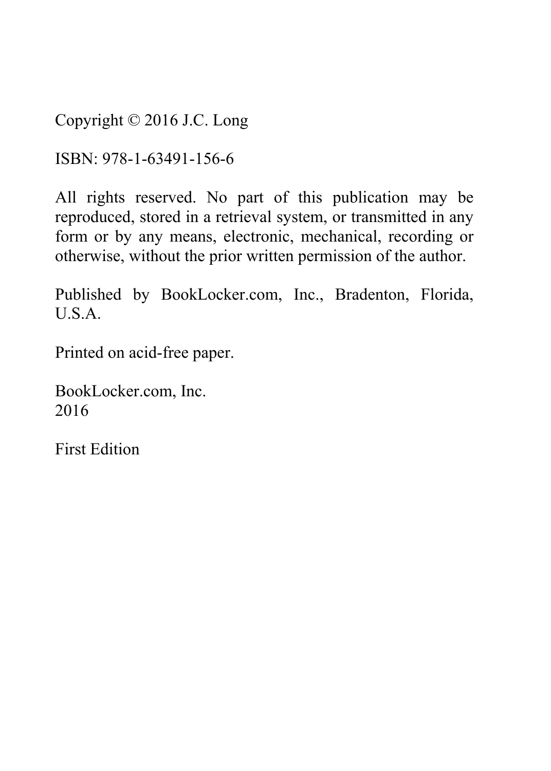Copyright © 2016 J.C. Long

ISBN: 978-1-63491-156-6

All rights reserved. No part of this publication may be reproduced, stored in a retrieval system, or transmitted in any form or by any means, electronic, mechanical, recording or otherwise, without the prior written permission of the author.

Published by BookLocker.com, Inc., Bradenton, Florida, U.S.A.

Printed on acid-free paper.

BookLocker.com, Inc.
2016

First Edition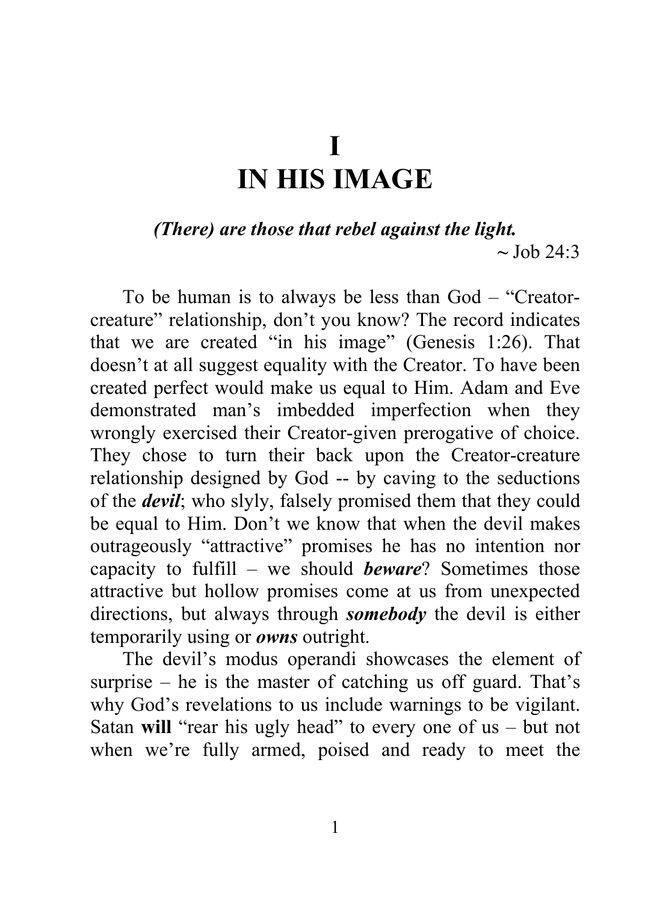# I
# IN HIS IMAGE

***(There) are those that rebel against the light.***
~ Job 24:3

To be human is to always be less than God – "Creator-creature" relationship, don't you know? The record indicates that we are created "in his image" (Genesis 1:26). That doesn't at all suggest equality with the Creator. To have been created perfect would make us equal to Him. Adam and Eve demonstrated man's imbedded imperfection when they wrongly exercised their Creator-given prerogative of choice. They chose to turn their back upon the Creator-creature relationship designed by God -- by caving to the seductions of the ***devil***; who slyly, falsely promised them that they could be equal to Him. Don't we know that when the devil makes outrageously "attractive" promises he has no intention nor capacity to fulfill – we should ***beware***? Sometimes those attractive but hollow promises come at us from unexpected directions, but always through ***somebody*** the devil is either temporarily using or ***owns*** outright.

The devil's modus operandi showcases the element of surprise – he is the master of catching us off guard. That's why God's revelations to us include warnings to be vigilant. Satan **will** "rear his ugly head" to every one of us – but not when we're fully armed, poised and ready to meet the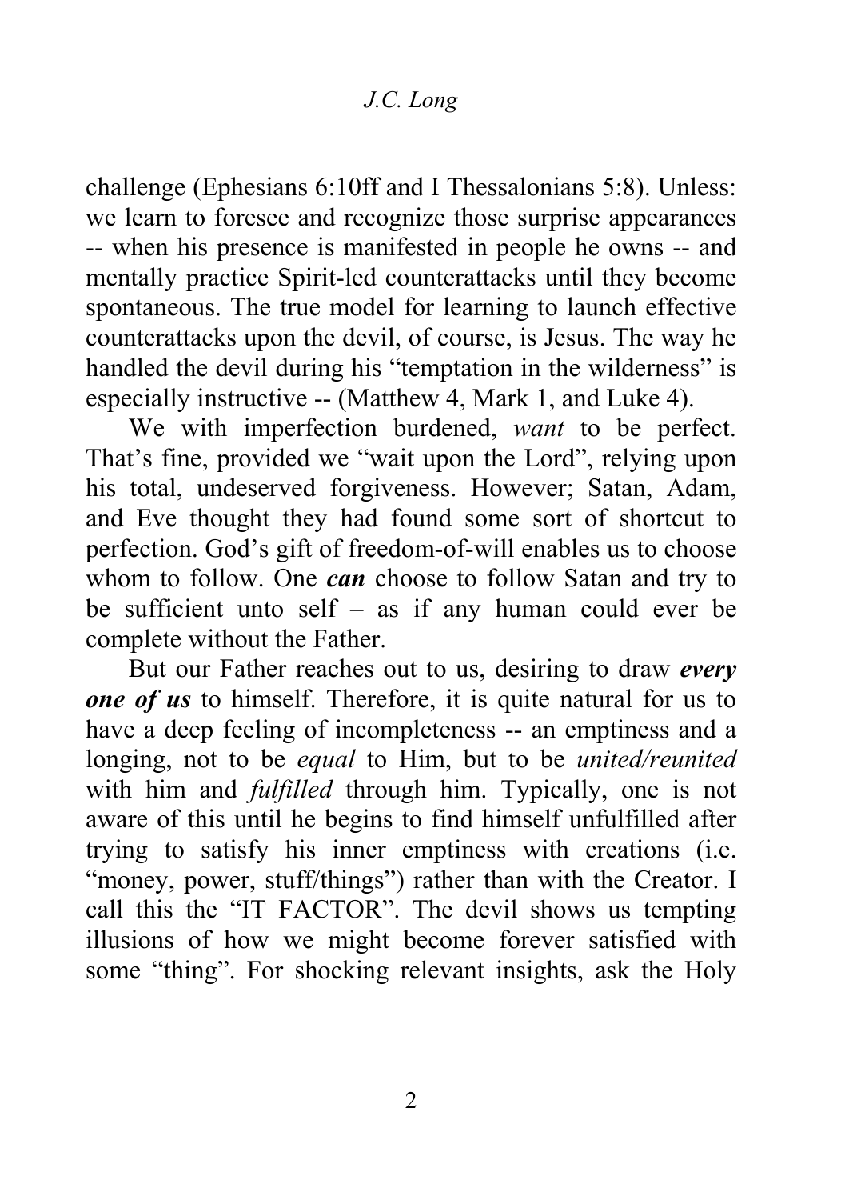challenge (Ephesians 6:10ff and I Thessalonians 5:8). Unless: we learn to foresee and recognize those surprise appearances -- when his presence is manifested in people he owns -- and mentally practice Spirit-led counterattacks until they become spontaneous. The true model for learning to launch effective counterattacks upon the devil, of course, is Jesus. The way he handled the devil during his "temptation in the wilderness" is especially instructive -- (Matthew 4, Mark 1, and Luke 4).

We with imperfection burdened, *want* to be perfect. That's fine, provided we "wait upon the Lord", relying upon his total, undeserved forgiveness. However; Satan, Adam, and Eve thought they had found some sort of shortcut to perfection. God's gift of freedom-of-will enables us to choose whom to follow. One ***can*** choose to follow Satan and try to be sufficient unto self – as if any human could ever be complete without the Father.

But our Father reaches out to us, desiring to draw ***every one of us*** to himself. Therefore, it is quite natural for us to have a deep feeling of incompleteness -- an emptiness and a longing, not to be *equal* to Him, but to be *united/reunited* with him and *fulfilled* through him. Typically, one is not aware of this until he begins to find himself unfulfilled after trying to satisfy his inner emptiness with creations (i.e. "money, power, stuff/things") rather than with the Creator. I call this the "IT FACTOR". The devil shows us tempting illusions of how we might become forever satisfied with some "thing". For shocking relevant insights, ask the Holy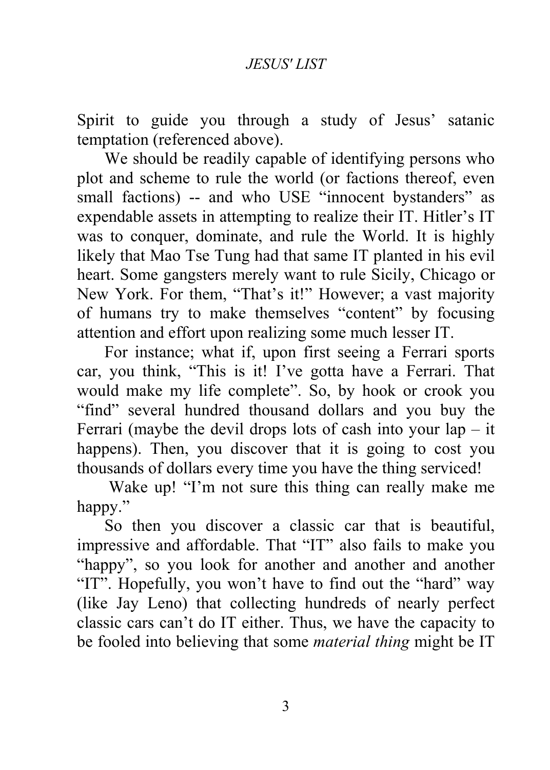Spirit to guide you through a study of Jesus' satanic temptation (referenced above).

We should be readily capable of identifying persons who plot and scheme to rule the world (or factions thereof, even small factions) -- and who USE "innocent bystanders" as expendable assets in attempting to realize their IT. Hitler's IT was to conquer, dominate, and rule the World. It is highly likely that Mao Tse Tung had that same IT planted in his evil heart. Some gangsters merely want to rule Sicily, Chicago or New York. For them, "That's it!" However; a vast majority of humans try to make themselves "content" by focusing attention and effort upon realizing some much lesser IT.

For instance; what if, upon first seeing a Ferrari sports car, you think, "This is it! I've gotta have a Ferrari. That would make my life complete". So, by hook or crook you "find" several hundred thousand dollars and you buy the Ferrari (maybe the devil drops lots of cash into your lap – it happens). Then, you discover that it is going to cost you thousands of dollars every time you have the thing serviced!

Wake up! "I'm not sure this thing can really make me happy."

So then you discover a classic car that is beautiful, impressive and affordable. That "IT" also fails to make you "happy", so you look for another and another and another "IT". Hopefully, you won't have to find out the "hard" way (like Jay Leno) that collecting hundreds of nearly perfect classic cars can't do IT either. Thus, we have the capacity to be fooled into believing that some *material thing* might be IT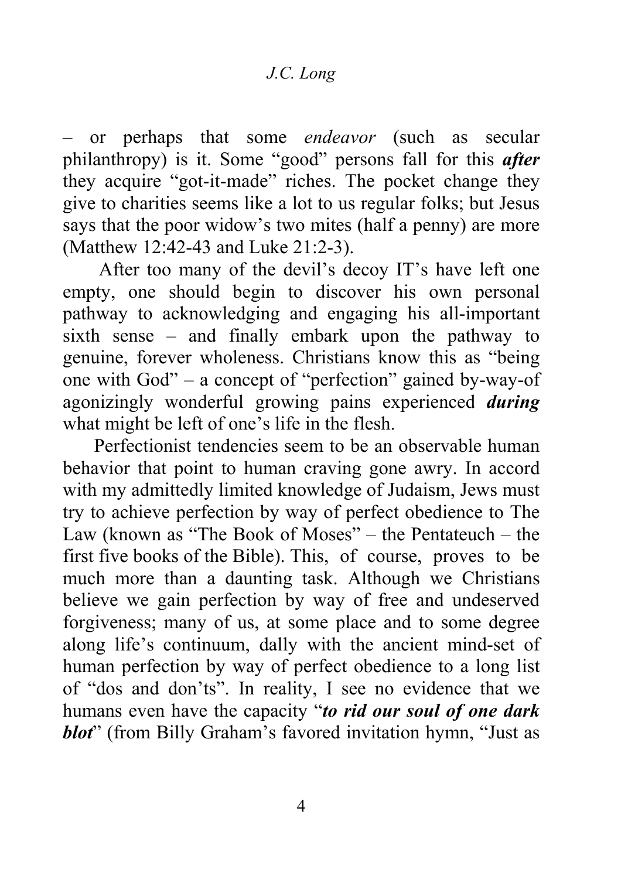– or perhaps that some *endeavor* (such as secular philanthropy) is it. Some "good" persons fall for this ***after*** they acquire "got-it-made" riches. The pocket change they give to charities seems like a lot to us regular folks; but Jesus says that the poor widow's two mites (half a penny) are more (Matthew 12:42-43 and Luke 21:2-3).

After too many of the devil's decoy IT's have left one empty, one should begin to discover his own personal pathway to acknowledging and engaging his all-important sixth sense – and finally embark upon the pathway to genuine, forever wholeness. Christians know this as "being one with God" – a concept of "perfection" gained by-way-of agonizingly wonderful growing pains experienced ***during*** what might be left of one's life in the flesh.

Perfectionist tendencies seem to be an observable human behavior that point to human craving gone awry. In accord with my admittedly limited knowledge of Judaism, Jews must try to achieve perfection by way of perfect obedience to The Law (known as "The Book of Moses" – the Pentateuch – the first five books of the Bible). This, of course, proves to be much more than a daunting task. Although we Christians believe we gain perfection by way of free and undeserved forgiveness; many of us, at some place and to some degree along life's continuum, dally with the ancient mind-set of human perfection by way of perfect obedience to a long list of "dos and don'ts". In reality, I see no evidence that we humans even have the capacity "***to rid our soul of one dark blot***" (from Billy Graham's favored invitation hymn, "Just as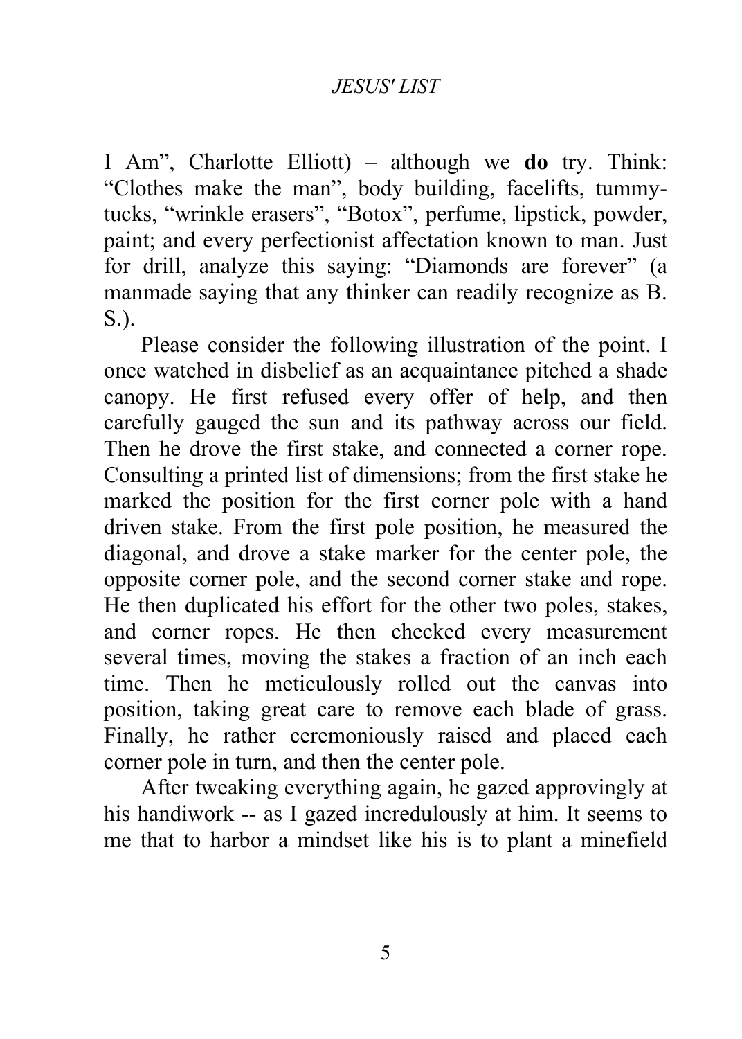I Am", Charlotte Elliott) – although we **do** try. Think: "Clothes make the man", body building, facelifts, tummy-tucks, "wrinkle erasers", "Botox", perfume, lipstick, powder, paint; and every perfectionist affectation known to man. Just for drill, analyze this saying: "Diamonds are forever" (a manmade saying that any thinker can readily recognize as B. S.).

Please consider the following illustration of the point. I once watched in disbelief as an acquaintance pitched a shade canopy. He first refused every offer of help, and then carefully gauged the sun and its pathway across our field. Then he drove the first stake, and connected a corner rope. Consulting a printed list of dimensions; from the first stake he marked the position for the first corner pole with a hand driven stake. From the first pole position, he measured the diagonal, and drove a stake marker for the center pole, the opposite corner pole, and the second corner stake and rope. He then duplicated his effort for the other two poles, stakes, and corner ropes. He then checked every measurement several times, moving the stakes a fraction of an inch each time. Then he meticulously rolled out the canvas into position, taking great care to remove each blade of grass. Finally, he rather ceremoniously raised and placed each corner pole in turn, and then the center pole.

After tweaking everything again, he gazed approvingly at his handiwork -- as I gazed incredulously at him. It seems to me that to harbor a mindset like his is to plant a minefield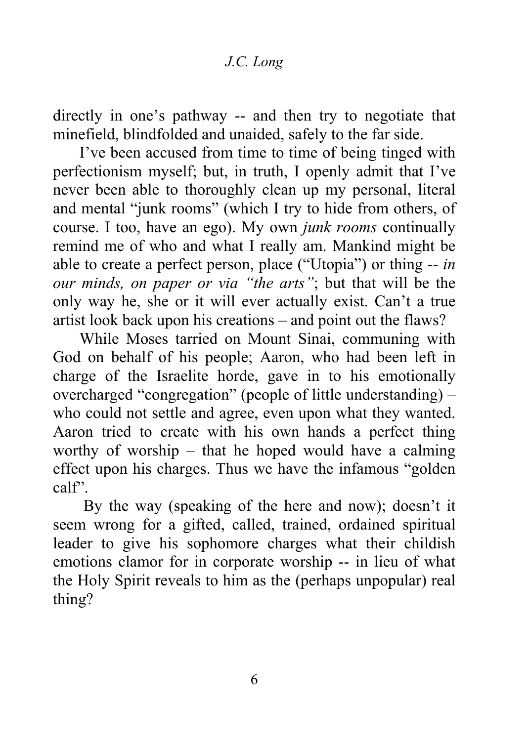directly in one's pathway -- and then try to negotiate that minefield, blindfolded and unaided, safely to the far side.

I've been accused from time to time of being tinged with perfectionism myself; but, in truth, I openly admit that I've never been able to thoroughly clean up my personal, literal and mental "junk rooms" (which I try to hide from others, of course. I too, have an ego). My own *junk rooms* continually remind me of who and what I really am. Mankind might be able to create a perfect person, place ("Utopia") or thing -- *in our minds, on paper or via "the arts"*; but that will be the only way he, she or it will ever actually exist. Can't a true artist look back upon his creations – and point out the flaws?

While Moses tarried on Mount Sinai, communing with God on behalf of his people; Aaron, who had been left in charge of the Israelite horde, gave in to his emotionally overcharged "congregation" (people of little understanding) – who could not settle and agree, even upon what they wanted. Aaron tried to create with his own hands a perfect thing worthy of worship – that he hoped would have a calming effect upon his charges. Thus we have the infamous "golden calf".

By the way (speaking of the here and now); doesn't it seem wrong for a gifted, called, trained, ordained spiritual leader to give his sophomore charges what their childish emotions clamor for in corporate worship -- in lieu of what the Holy Spirit reveals to him as the (perhaps unpopular) real thing?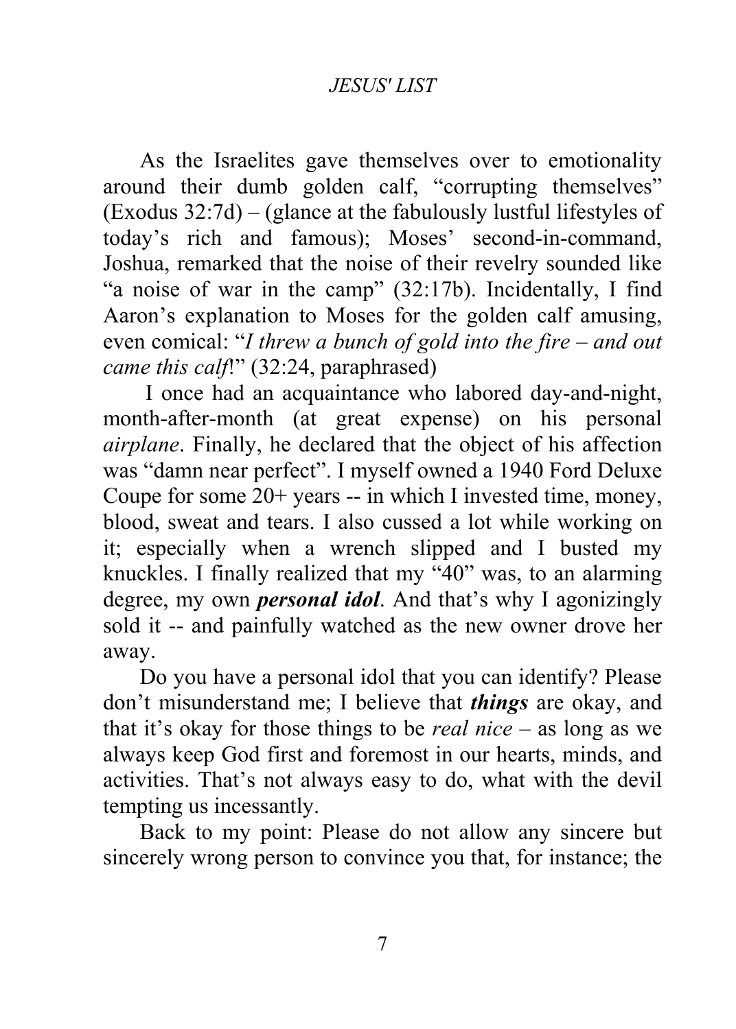As the Israelites gave themselves over to emotionality around their dumb golden calf, “corrupting themselves” (Exodus 32:7d) – (glance at the fabulously lustful lifestyles of today’s rich and famous); Moses’ second-in-command, Joshua, remarked that the noise of their revelry sounded like “a noise of war in the camp” (32:17b). Incidentally, I find Aaron’s explanation to Moses for the golden calf amusing, even comical: “*I threw a bunch of gold into the fire – and out came this calf*!” (32:24, paraphrased)

I once had an acquaintance who labored day-and-night, month-after-month (at great expense) on his personal *airplane*. Finally, he declared that the object of his affection was “damn near perfect”. I myself owned a 1940 Ford Deluxe Coupe for some 20+ years -- in which I invested time, money, blood, sweat and tears. I also cussed a lot while working on it; especially when a wrench slipped and I busted my knuckles. I finally realized that my “40” was, to an alarming degree, my own ***personal idol***. And that’s why I agonizingly sold it -- and painfully watched as the new owner drove her away.

Do you have a personal idol that you can identify? Please don’t misunderstand me; I believe that ***things*** are okay, and that it’s okay for those things to be *real nice* – as long as we always keep God first and foremost in our hearts, minds, and activities. That’s not always easy to do, what with the devil tempting us incessantly.

Back to my point: Please do not allow any sincere but sincerely wrong person to convince you that, for instance; the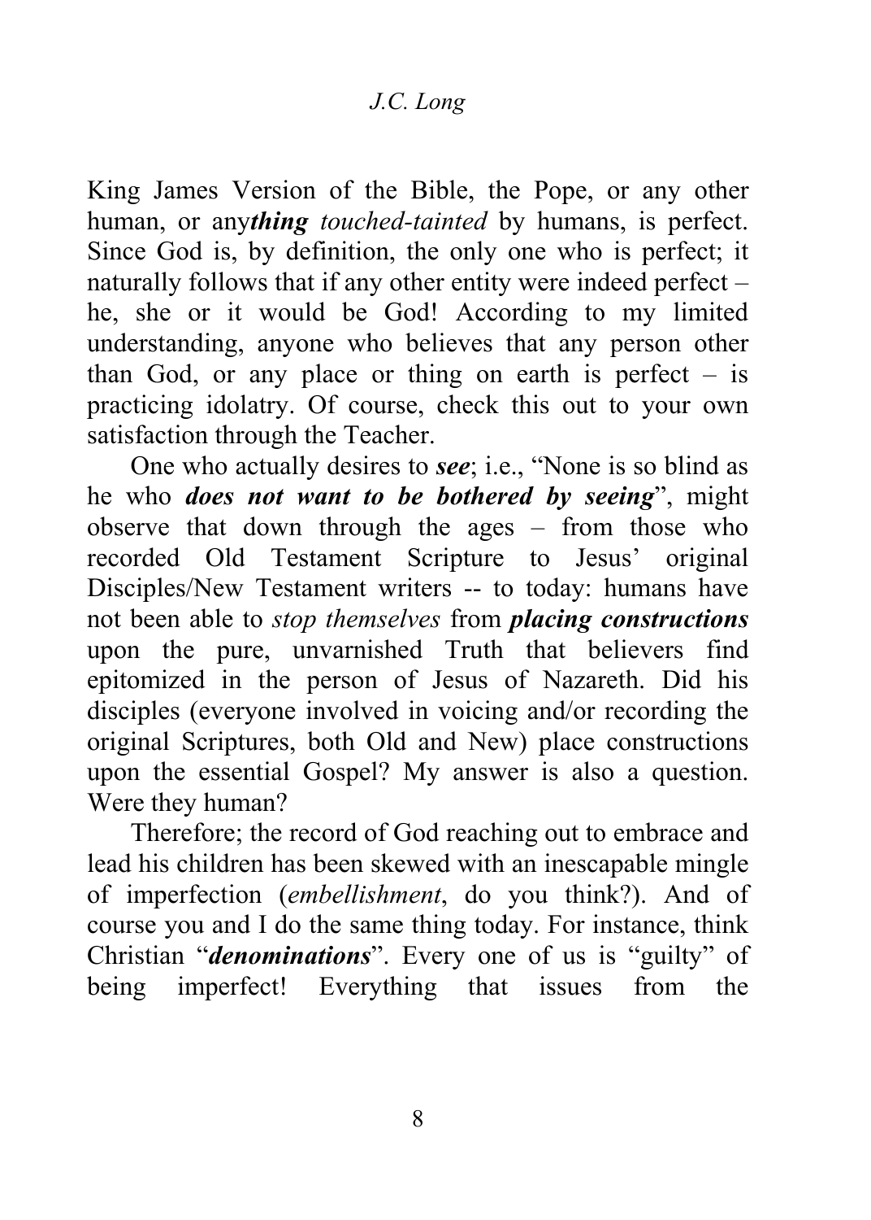King James Version of the Bible, the Pope, or any other human, or any***thing*** *touched-tainted* by humans, is perfect. Since God is, by definition, the only one who is perfect; it naturally follows that if any other entity were indeed perfect – he, she or it would be God! According to my limited understanding, anyone who believes that any person other than God, or any place or thing on earth is perfect – is practicing idolatry. Of course, check this out to your own satisfaction through the Teacher.

One who actually desires to ***see***; i.e., "None is so blind as he who ***does not want to be bothered by seeing***", might observe that down through the ages – from those who recorded Old Testament Scripture to Jesus' original Disciples/New Testament writers -- to today: humans have not been able to *stop themselves* from ***placing constructions*** upon the pure, unvarnished Truth that believers find epitomized in the person of Jesus of Nazareth. Did his disciples (everyone involved in voicing and/or recording the original Scriptures, both Old and New) place constructions upon the essential Gospel? My answer is also a question. Were they human?

Therefore; the record of God reaching out to embrace and lead his children has been skewed with an inescapable mingle of imperfection (*embellishment*, do you think?). And of course you and I do the same thing today. For instance, think Christian "***denominations***". Every one of us is "guilty" of being imperfect! Everything that issues from the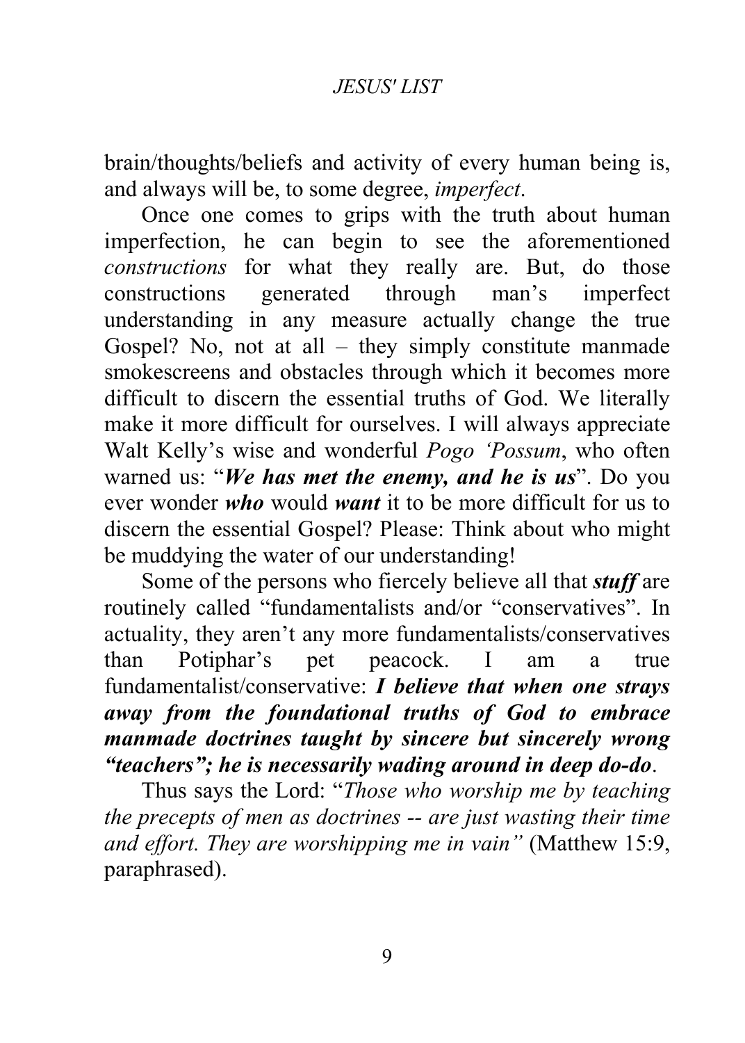brain/thoughts/beliefs and activity of every human being is, and always will be, to some degree, *imperfect*.

Once one comes to grips with the truth about human imperfection, he can begin to see the aforementioned *constructions* for what they really are. But, do those constructions generated through man's imperfect understanding in any measure actually change the true Gospel? No, not at all – they simply constitute manmade smokescreens and obstacles through which it becomes more difficult to discern the essential truths of God. We literally make it more difficult for ourselves. I will always appreciate Walt Kelly's wise and wonderful *Pogo 'Possum*, who often warned us: "***We has met the enemy, and he is us***". Do you ever wonder ***who*** would ***want*** it to be more difficult for us to discern the essential Gospel? Please: Think about who might be muddying the water of our understanding!

Some of the persons who fiercely believe all that ***stuff*** are routinely called "fundamentalists and/or "conservatives". In actuality, they aren't any more fundamentalists/conservatives than Potiphar's pet peacock. I am a true fundamentalist/conservative: ***I believe that when one strays away from the foundational truths of God to embrace manmade doctrines taught by sincere but sincerely wrong "teachers"; he is necessarily wading around in deep do-do***.

Thus says the Lord: "*Those who worship me by teaching the precepts of men as doctrines -- are just wasting their time and effort. They are worshipping me in vain"* (Matthew 15:9, paraphrased).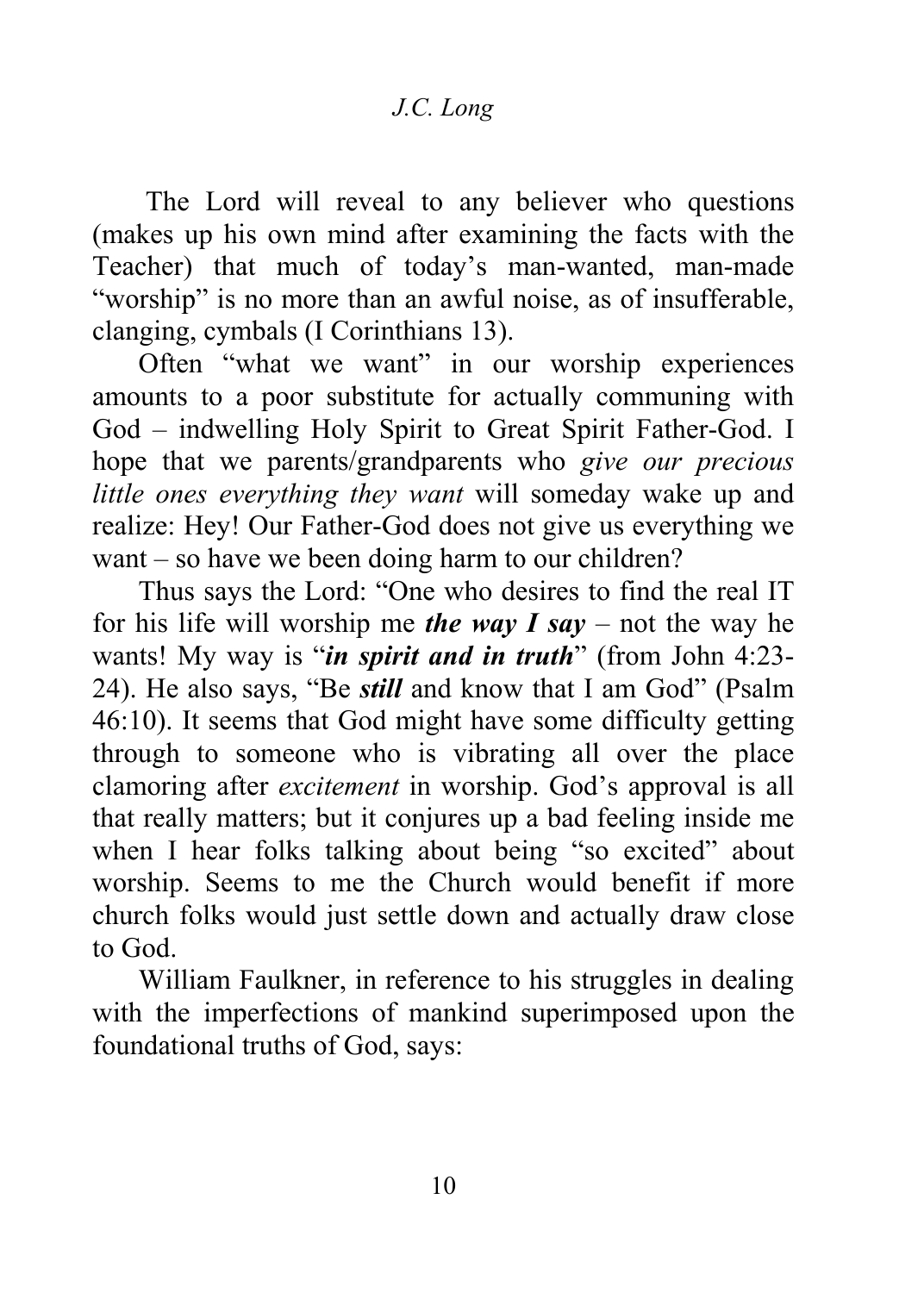The Lord will reveal to any believer who questions (makes up his own mind after examining the facts with the Teacher) that much of today's man-wanted, man-made "worship" is no more than an awful noise, as of insufferable, clanging, cymbals (I Corinthians 13).

Often "what we want" in our worship experiences amounts to a poor substitute for actually communing with God – indwelling Holy Spirit to Great Spirit Father-God. I hope that we parents/grandparents who *give our precious little ones everything they want* will someday wake up and realize: Hey! Our Father-God does not give us everything we want – so have we been doing harm to our children?

Thus says the Lord: "One who desires to find the real IT for his life will worship me ***the way I say*** – not the way he wants! My way is "***in spirit and in truth***" (from John 4:23-24). He also says, "Be ***still*** and know that I am God" (Psalm 46:10). It seems that God might have some difficulty getting through to someone who is vibrating all over the place clamoring after *excitement* in worship. God's approval is all that really matters; but it conjures up a bad feeling inside me when I hear folks talking about being "so excited" about worship. Seems to me the Church would benefit if more church folks would just settle down and actually draw close to God.

William Faulkner, in reference to his struggles in dealing with the imperfections of mankind superimposed upon the foundational truths of God, says: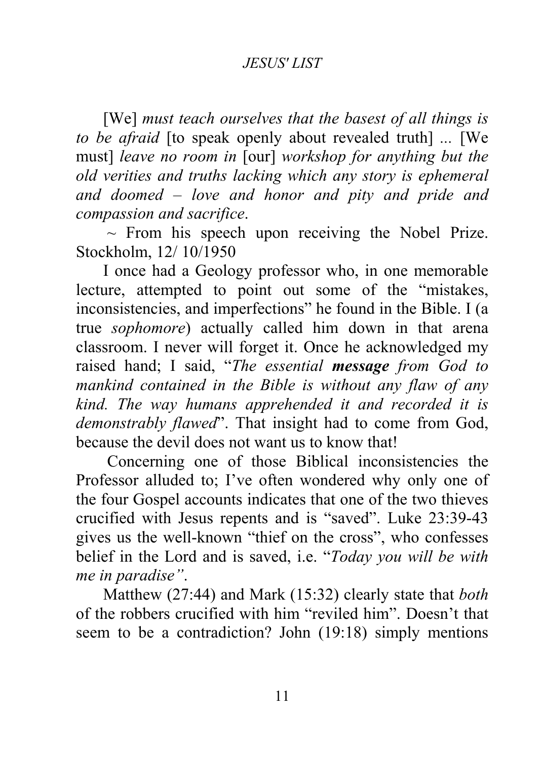[We] *must teach ourselves that the basest of all things is to be afraid* [to speak openly about revealed truth] ... [We must] *leave no room in* [our] *workshop for anything but the old verities and truths lacking which any story is ephemeral and doomed – love and honor and pity and pride and compassion and sacrifice*.

~ From his speech upon receiving the Nobel Prize. Stockholm, 12/ 10/1950

I once had a Geology professor who, in one memorable lecture, attempted to point out some of the "mistakes, inconsistencies, and imperfections" he found in the Bible. I (a true *sophomore*) actually called him down in that arena classroom. I never will forget it. Once he acknowledged my raised hand; I said, "*The essential* ***message*** *from God to mankind contained in the Bible is without any flaw of any kind. The way humans apprehended it and recorded it is demonstrably flawed*". That insight had to come from God, because the devil does not want us to know that!

Concerning one of those Biblical inconsistencies the Professor alluded to; I've often wondered why only one of the four Gospel accounts indicates that one of the two thieves crucified with Jesus repents and is "saved". Luke 23:39-43 gives us the well-known "thief on the cross", who confesses belief in the Lord and is saved, i.e. "*Today you will be with me in paradise"*.

Matthew (27:44) and Mark (15:32) clearly state that *both* of the robbers crucified with him "reviled him". Doesn't that seem to be a contradiction? John (19:18) simply mentions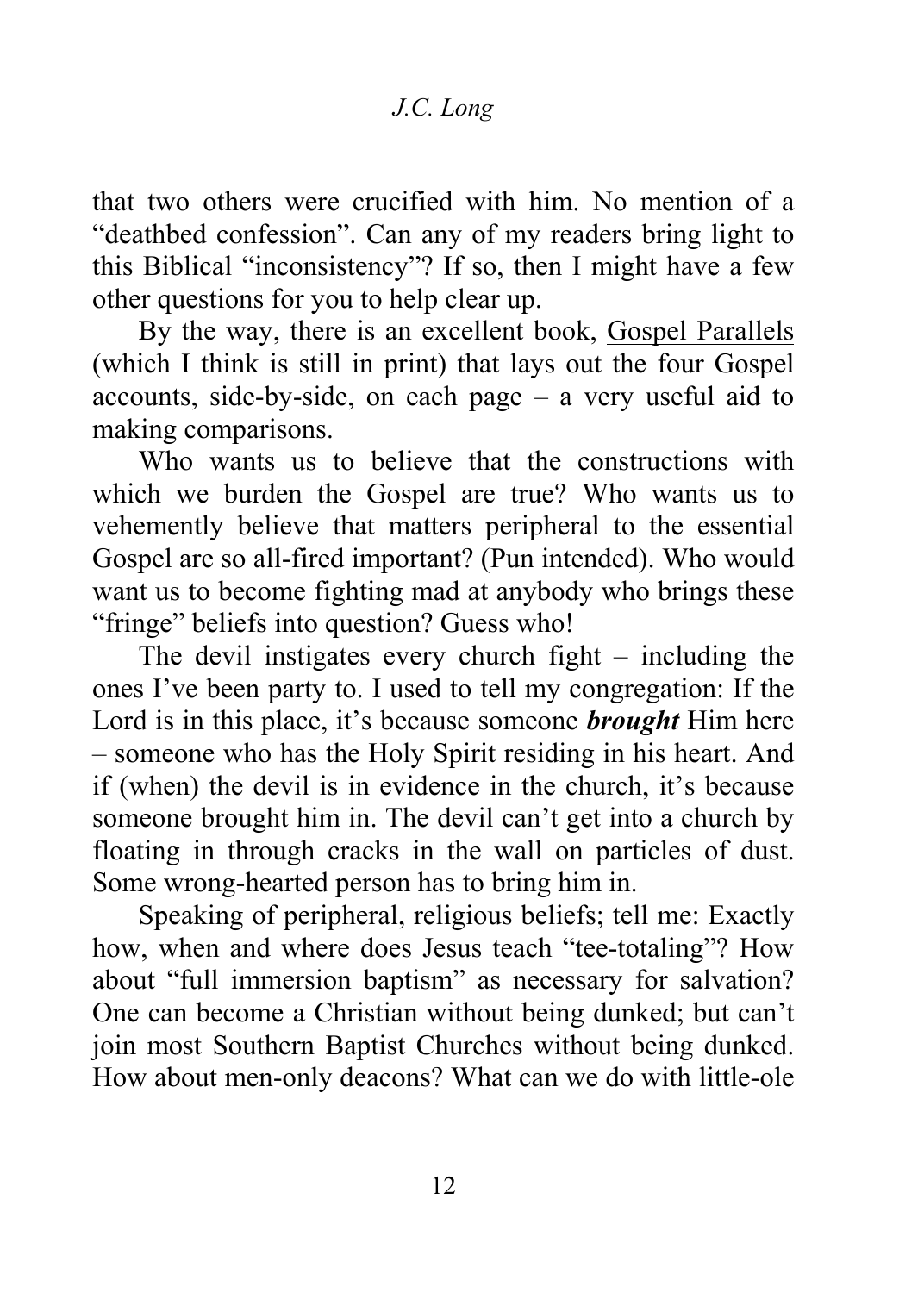that two others were crucified with him. No mention of a "deathbed confession". Can any of my readers bring light to this Biblical "inconsistency"? If so, then I might have a few other questions for you to help clear up.

By the way, there is an excellent book, <u>Gospel Parallels</u> (which I think is still in print) that lays out the four Gospel accounts, side-by-side, on each page – a very useful aid to making comparisons.

Who wants us to believe that the constructions with which we burden the Gospel are true? Who wants us to vehemently believe that matters peripheral to the essential Gospel are so all-fired important? (Pun intended). Who would want us to become fighting mad at anybody who brings these "fringe" beliefs into question? Guess who!

The devil instigates every church fight – including the ones I've been party to. I used to tell my congregation: If the Lord is in this place, it's because someone ***brought*** Him here – someone who has the Holy Spirit residing in his heart. And if (when) the devil is in evidence in the church, it's because someone brought him in. The devil can't get into a church by floating in through cracks in the wall on particles of dust. Some wrong-hearted person has to bring him in.

Speaking of peripheral, religious beliefs; tell me: Exactly how, when and where does Jesus teach "tee-totaling"? How about "full immersion baptism" as necessary for salvation? One can become a Christian without being dunked; but can't join most Southern Baptist Churches without being dunked. How about men-only deacons? What can we do with little-ole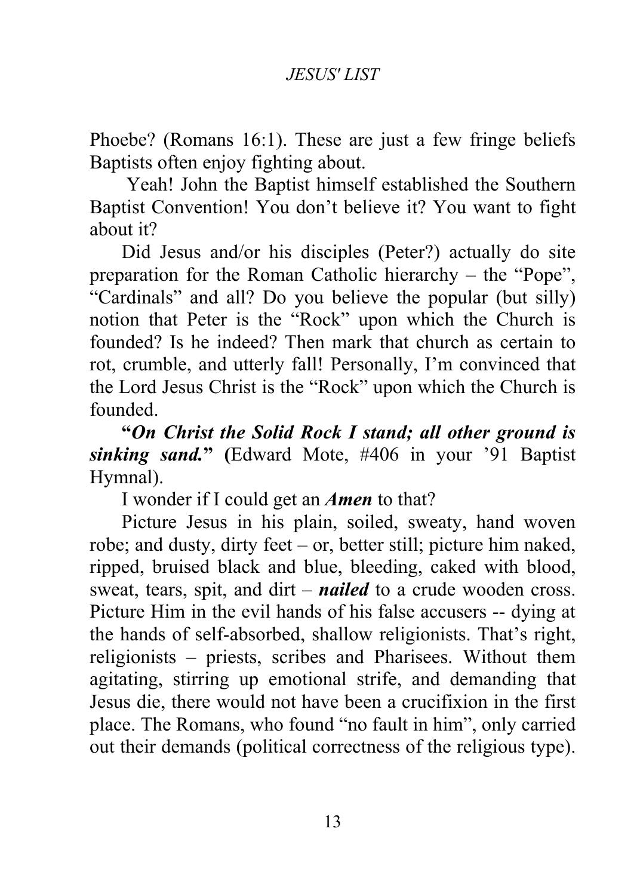Phoebe? (Romans 16:1). These are just a few fringe beliefs Baptists often enjoy fighting about.

Yeah! John the Baptist himself established the Southern Baptist Convention! You don't believe it? You want to fight about it?

Did Jesus and/or his disciples (Peter?) actually do site preparation for the Roman Catholic hierarchy – the "Pope", "Cardinals" and all? Do you believe the popular (but silly) notion that Peter is the "Rock" upon which the Church is founded? Is he indeed? Then mark that church as certain to rot, crumble, and utterly fall! Personally, I'm convinced that the Lord Jesus Christ is the "Rock" upon which the Church is founded.

**"*On Christ the Solid Rock I stand; all other ground is sinking sand.*" (**Edward Mote, #406 in your '91 Baptist Hymnal).

I wonder if I could get an ***Amen*** to that?

Picture Jesus in his plain, soiled, sweaty, hand woven robe; and dusty, dirty feet – or, better still; picture him naked, ripped, bruised black and blue, bleeding, caked with blood, sweat, tears, spit, and dirt – ***nailed*** to a crude wooden cross. Picture Him in the evil hands of his false accusers -- dying at the hands of self-absorbed, shallow religionists. That's right, religionists – priests, scribes and Pharisees. Without them agitating, stirring up emotional strife, and demanding that Jesus die, there would not have been a crucifixion in the first place. The Romans, who found "no fault in him", only carried out their demands (political correctness of the religious type).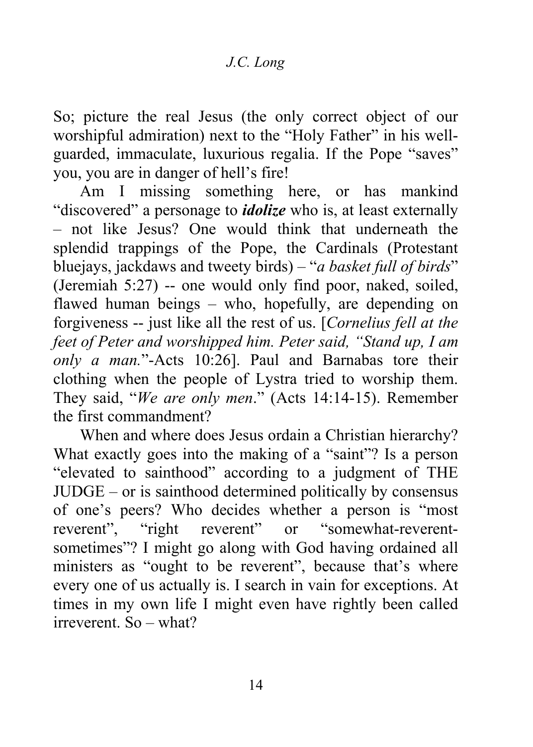So; picture the real Jesus (the only correct object of our worshipful admiration) next to the “Holy Father” in his well-guarded, immaculate, luxurious regalia. If the Pope “saves” you, you are in danger of hell’s fire!

Am I missing something here, or has mankind “discovered” a personage to ***idolize*** who is, at least externally – not like Jesus? One would think that underneath the splendid trappings of the Pope, the Cardinals (Protestant bluejays, jackdaws and tweety birds) – “*a basket full of birds*” (Jeremiah 5:27) -- one would only find poor, naked, soiled, flawed human beings – who, hopefully, are depending on forgiveness -- just like all the rest of us. [*Cornelius fell at the feet of Peter and worshipped him. Peter said, “Stand up, I am only a man.*”-Acts 10:26]. Paul and Barnabas tore their clothing when the people of Lystra tried to worship them. They said, “*We are only men*.” (Acts 14:14-15). Remember the first commandment?

When and where does Jesus ordain a Christian hierarchy? What exactly goes into the making of a “saint”? Is a person “elevated to sainthood” according to a judgment of THE JUDGE – or is sainthood determined politically by consensus of one’s peers? Who decides whether a person is “most reverent”, “right reverent” or “somewhat-reverent-sometimes”? I might go along with God having ordained all ministers as “ought to be reverent”, because that’s where every one of us actually is. I search in vain for exceptions. At times in my own life I might even have rightly been called irreverent. So – what?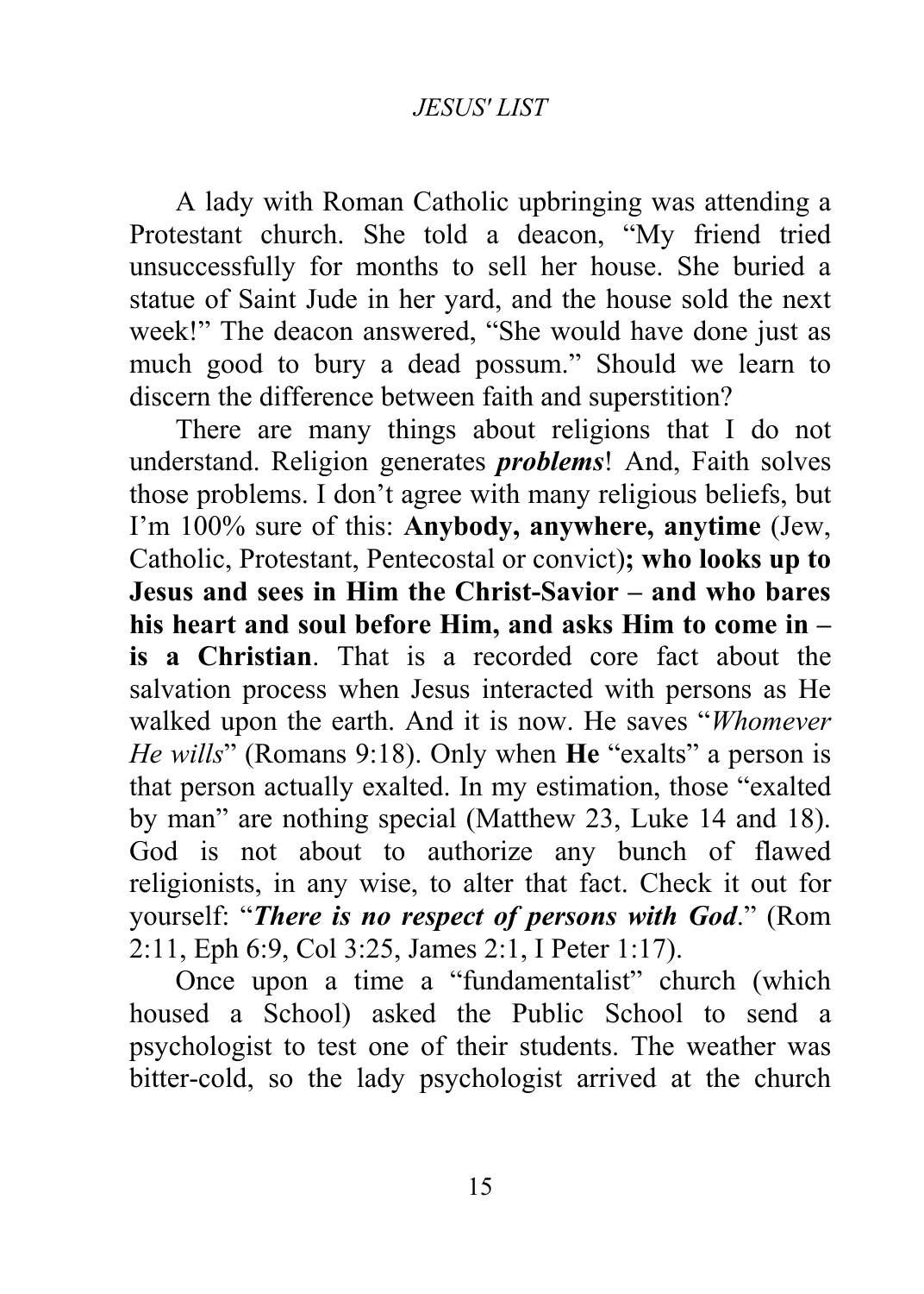A lady with Roman Catholic upbringing was attending a Protestant church. She told a deacon, "My friend tried unsuccessfully for months to sell her house. She buried a statue of Saint Jude in her yard, and the house sold the next week!" The deacon answered, "She would have done just as much good to bury a dead possum." Should we learn to discern the difference between faith and superstition?

There are many things about religions that I do not understand. Religion generates ***problems***! And, Faith solves those problems. I don't agree with many religious beliefs, but I'm 100% sure of this: **Anybody, anywhere, anytime** (Jew, Catholic, Protestant, Pentecostal or convict)**; who looks up to Jesus and sees in Him the Christ-Savior – and who bares his heart and soul before Him, and asks Him to come in – is a Christian**. That is a recorded core fact about the salvation process when Jesus interacted with persons as He walked upon the earth. And it is now. He saves "*Whomever He wills*" (Romans 9:18). Only when **He** "exalts" a person is that person actually exalted. In my estimation, those "exalted by man" are nothing special (Matthew 23, Luke 14 and 18). God is not about to authorize any bunch of flawed religionists, in any wise, to alter that fact. Check it out for yourself: "***There is no respect of persons with God***." (Rom 2:11, Eph 6:9, Col 3:25, James 2:1, I Peter 1:17).

Once upon a time a "fundamentalist" church (which housed a School) asked the Public School to send a psychologist to test one of their students. The weather was bitter-cold, so the lady psychologist arrived at the church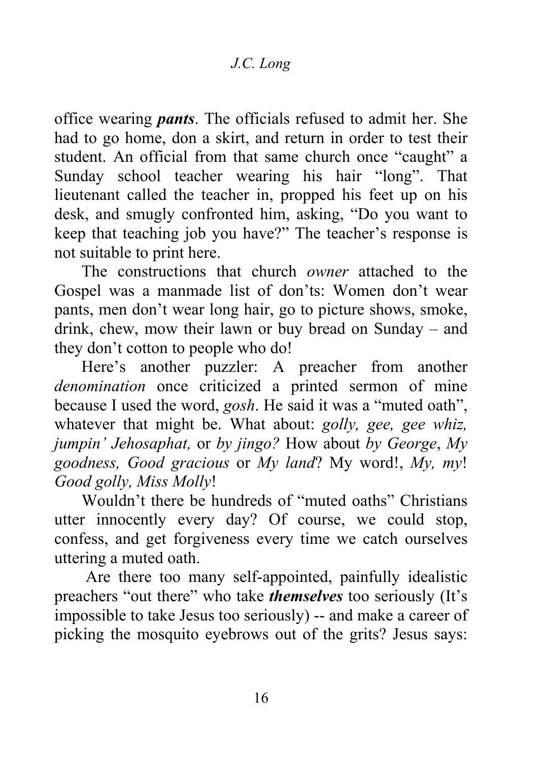office wearing ***pants***. The officials refused to admit her. She had to go home, don a skirt, and return in order to test their student. An official from that same church once "caught" a Sunday school teacher wearing his hair "long". That lieutenant called the teacher in, propped his feet up on his desk, and smugly confronted him, asking, "Do you want to keep that teaching job you have?" The teacher's response is not suitable to print here.

The constructions that church *owner* attached to the Gospel was a manmade list of don'ts: Women don't wear pants, men don't wear long hair, go to picture shows, smoke, drink, chew, mow their lawn or buy bread on Sunday – and they don't cotton to people who do!

Here's another puzzler: A preacher from another *denomination* once criticized a printed sermon of mine because I used the word, *gosh*. He said it was a "muted oath", whatever that might be. What about: *golly, gee, gee whiz, jumpin' Jehosaphat,* or *by jingo?* How about *by George*, *My goodness, Good gracious* or *My land*? My word!, *My, my*! *Good golly, Miss Molly*!

Wouldn't there be hundreds of "muted oaths" Christians utter innocently every day? Of course, we could stop, confess, and get forgiveness every time we catch ourselves uttering a muted oath.

Are there too many self-appointed, painfully idealistic preachers "out there" who take ***themselves*** too seriously (It's impossible to take Jesus too seriously) -- and make a career of picking the mosquito eyebrows out of the grits? Jesus says: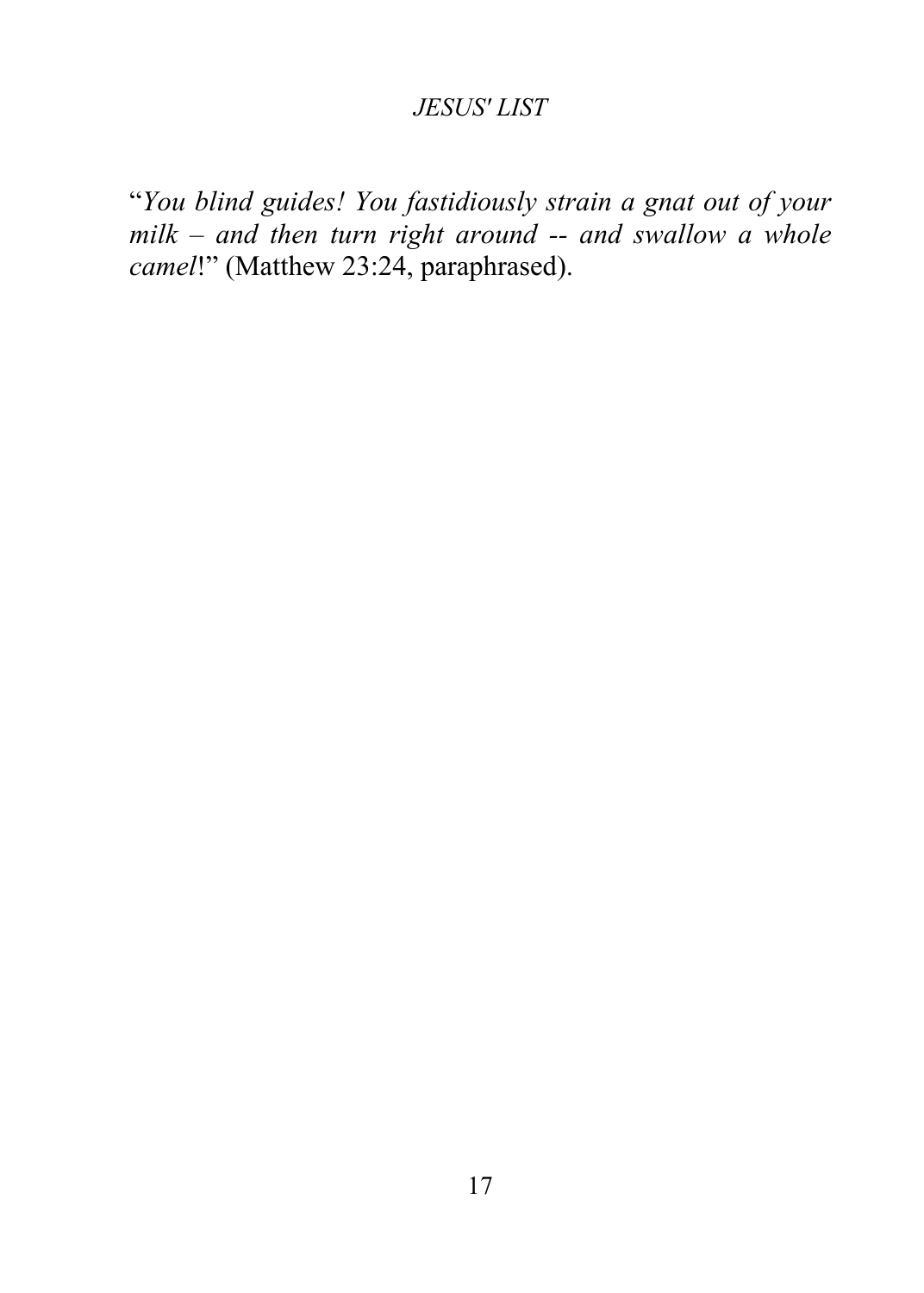"*You blind guides! You fastidiously strain a gnat out of your milk – and then turn right around -- and swallow a whole camel*!" (Matthew 23:24, paraphrased).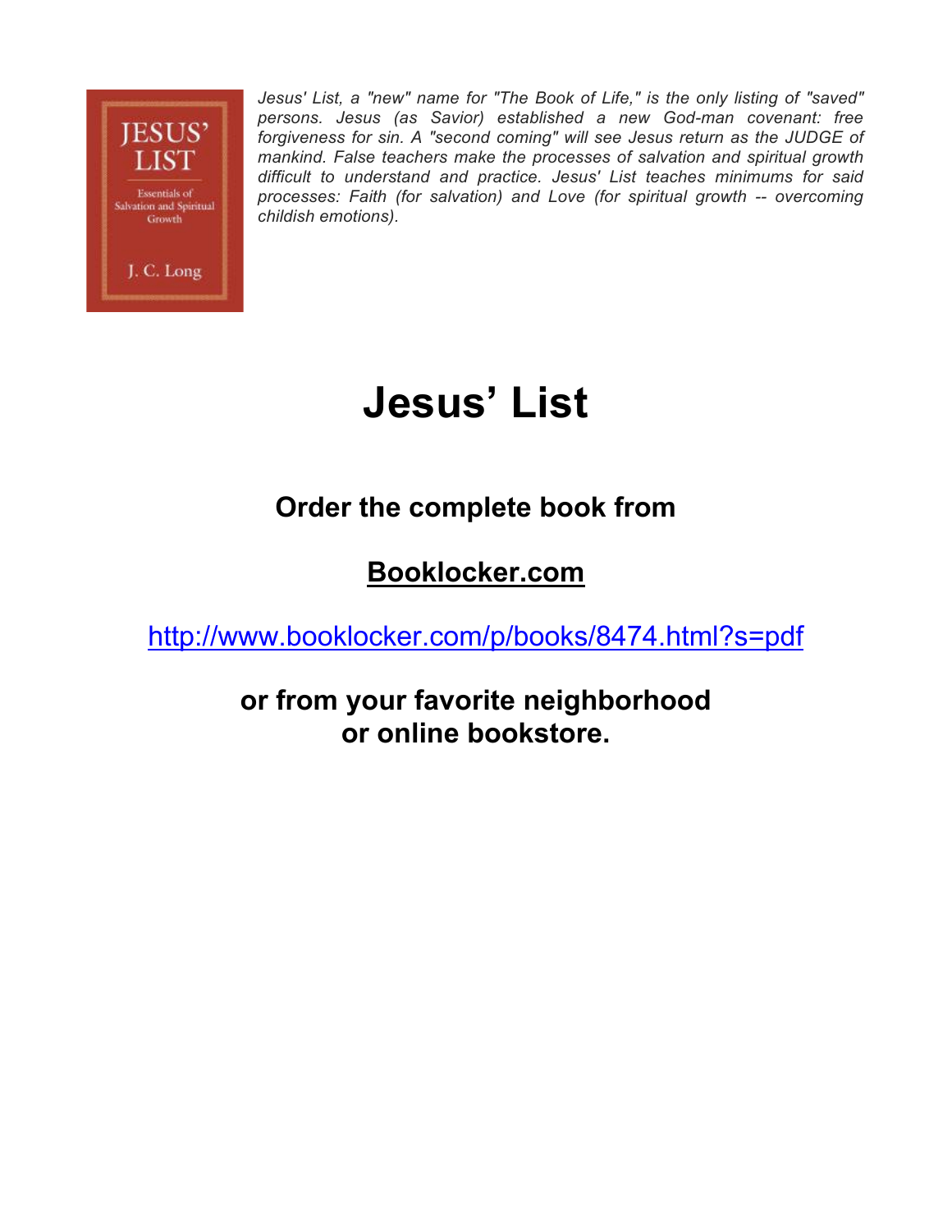*Jesus' List, a "new" name for "The Book of Life," is the only listing of "saved" persons. Jesus (as Savior) established a new God-man covenant: free forgiveness for sin. A "second coming" will see Jesus return as the JUDGE of mankind. False teachers make the processes of salvation and spiritual growth difficult to understand and practice. Jesus' List teaches minimums for said processes: Faith (for salvation) and Love (for spiritual growth -- overcoming childish emotions).*

# Jesus' List

## Order the complete book from

## Booklocker.com

http://www.booklocker.com/p/books/8474.html?s=pdf

## or from your favorite neighborhood or online bookstore.